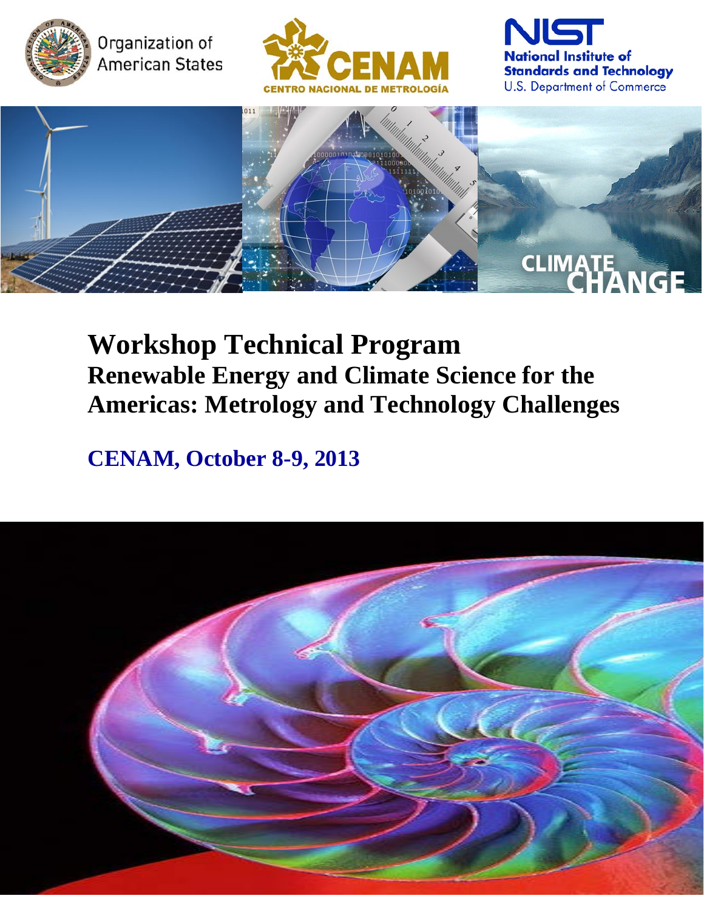Organization of American States

CENAM
CENTRO NACIONAL DE METROLOGÍA

NIST
National Institute of Standards and Technology
U.S. Department of Commerce

# Workshop Technical Program

## Renewable Energy and Climate Science for the Americas: Metrology and Technology Challenges

## CENAM, October 8-9, 2013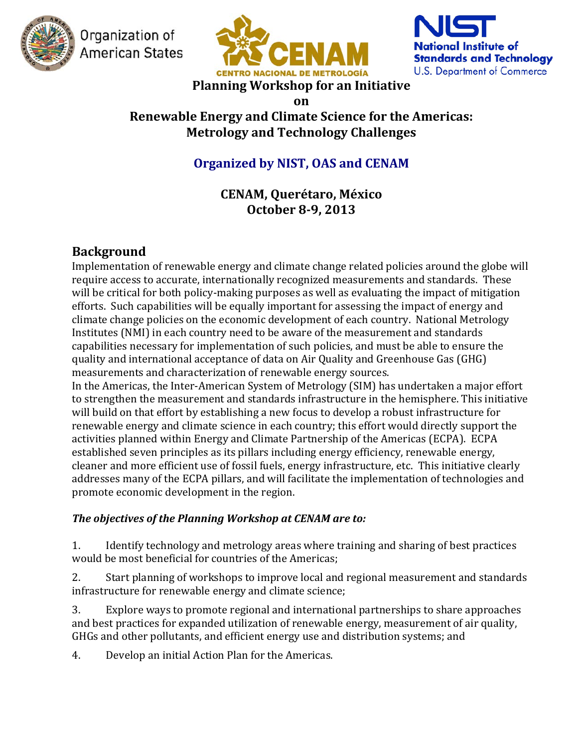Organization of American States

CENAM
CENTRO NACIONAL DE METROLOGÍA

NIST
National Institute of Standards and Technology
U.S. Department of Commerce

# Planning Workshop for an Initiative on Renewable Energy and Climate Science for the Americas: Metrology and Technology Challenges

## Organized by NIST, OAS and CENAM

**CENAM, Querétaro, México**
**October 8-9, 2013**

## Background

Implementation of renewable energy and climate change related policies around the globe will require access to accurate, internationally recognized measurements and standards. These will be critical for both policy-making purposes as well as evaluating the impact of mitigation efforts. Such capabilities will be equally important for assessing the impact of energy and climate change policies on the economic development of each country. National Metrology Institutes (NMI) in each country need to be aware of the measurement and standards capabilities necessary for implementation of such policies, and must be able to ensure the quality and international acceptance of data on Air Quality and Greenhouse Gas (GHG) measurements and characterization of renewable energy sources.

In the Americas, the Inter-American System of Metrology (SIM) has undertaken a major effort to strengthen the measurement and standards infrastructure in the hemisphere. This initiative will build on that effort by establishing a new focus to develop a robust infrastructure for renewable energy and climate science in each country; this effort would directly support the activities planned within Energy and Climate Partnership of the Americas (ECPA). ECPA established seven principles as its pillars including energy efficiency, renewable energy, cleaner and more efficient use of fossil fuels, energy infrastructure, etc. This initiative clearly addresses many of the ECPA pillars, and will facilitate the implementation of technologies and promote economic development in the region.

***The objectives of the Planning Workshop at CENAM are to:***

1. Identify technology and metrology areas where training and sharing of best practices would be most beneficial for countries of the Americas;
2. Start planning of workshops to improve local and regional measurement and standards infrastructure for renewable energy and climate science;
3. Explore ways to promote regional and international partnerships to share approaches and best practices for expanded utilization of renewable energy, measurement of air quality, GHGs and other pollutants, and efficient energy use and distribution systems; and
4. Develop an initial Action Plan for the Americas.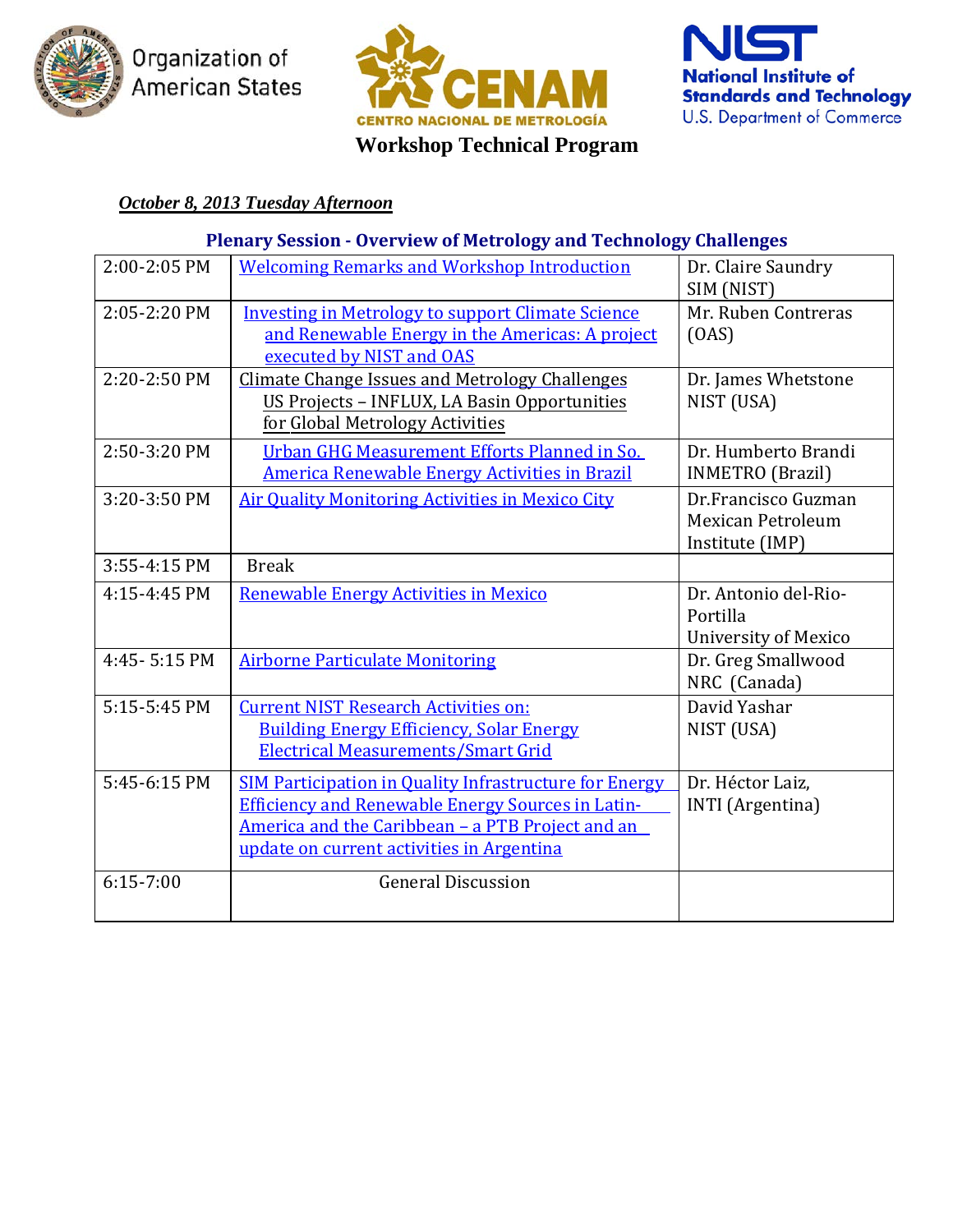Organization of American States

CENTRO NACIONAL DE METROLOGÍA

National Institute of Standards and Technology
U.S. Department of Commerce

## Workshop Technical Program

***October 8, 2013 Tuesday Afternoon***

### Plenary Session - Overview of Metrology and Technology Challenges

| | | |
|---|---|---|
| 2:00-2:05 PM | Welcoming Remarks and Workshop Introduction | Dr. Claire Saundry SIM (NIST) |
| 2:05-2:20 PM | Investing in Metrology to support Climate Science and Renewable Energy in the Americas: A project executed by NIST and OAS | Mr. Ruben Contreras (OAS) |
| 2:20-2:50 PM | Climate Change Issues and Metrology Challenges US Projects – INFLUX, LA Basin Opportunities for Global Metrology Activities | Dr. James Whetstone NIST (USA) |
| 2:50-3:20 PM | Urban GHG Measurement Efforts Planned in So. America Renewable Energy Activities in Brazil | Dr. Humberto Brandi INMETRO (Brazil) |
| 3:20-3:50 PM | Air Quality Monitoring Activities in Mexico City | Dr.Francisco Guzman Mexican Petroleum Institute (IMP) |
| 3:55-4:15 PM | Break | |
| 4:15-4:45 PM | Renewable Energy Activities in Mexico | Dr. Antonio del-Rio-Portilla University of Mexico |
| 4:45- 5:15 PM | Airborne Particulate Monitoring | Dr. Greg Smallwood NRC (Canada) |
| 5:15-5:45 PM | Current NIST Research Activities on: Building Energy Efficiency, Solar Energy Electrical Measurements/Smart Grid | David Yashar NIST (USA) |
| 5:45-6:15 PM | SIM Participation in Quality Infrastructure for Energy Efficiency and Renewable Energy Sources in Latin-America and the Caribbean – a PTB Project and an update on current activities in Argentina | Dr. Héctor Laiz, INTI (Argentina) |
| 6:15-7:00 | General Discussion | |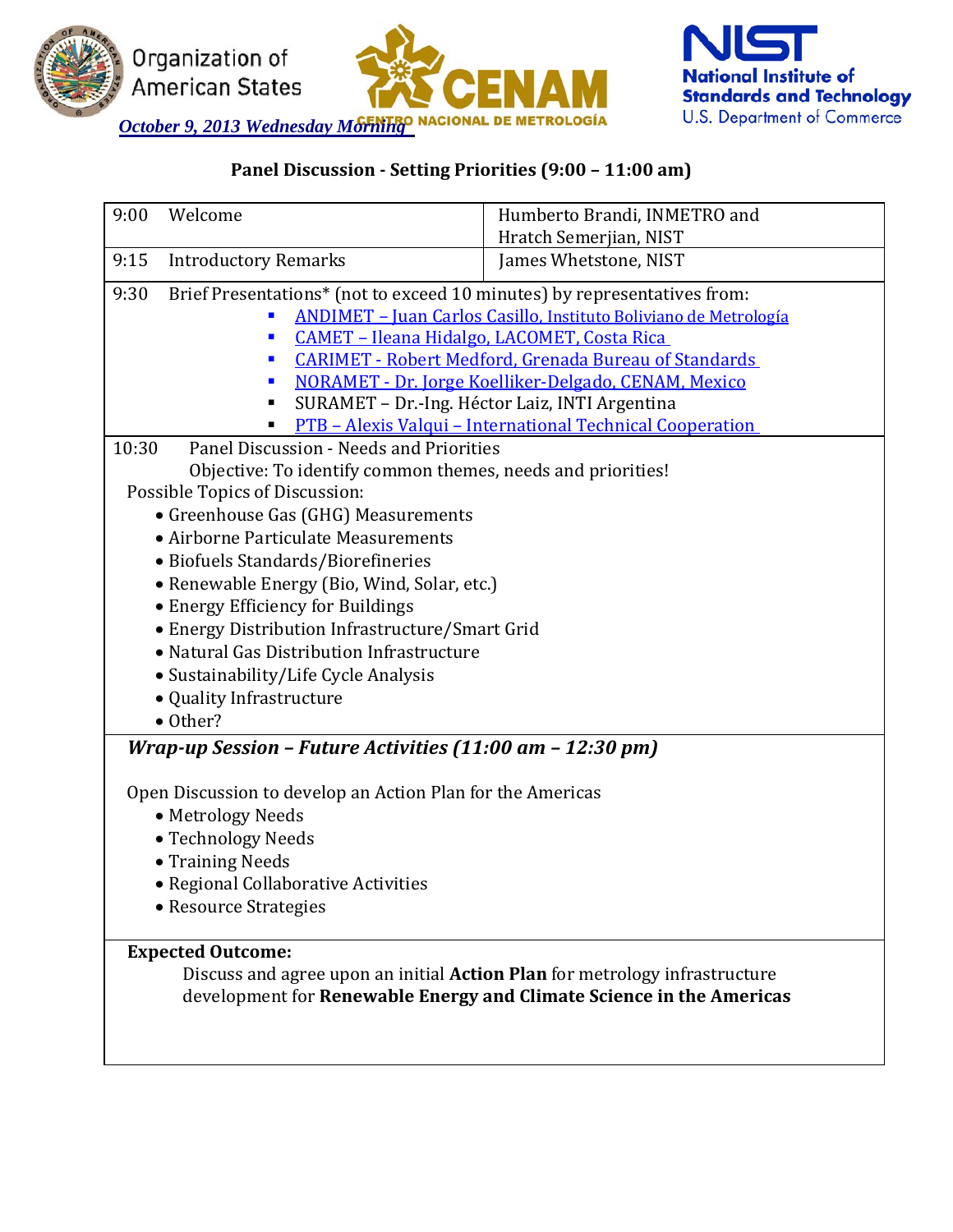Organization of American States

CENAM CENTRO NACIONAL DE METROLOGÍA

NIST National Institute of Standards and Technology U.S. Department of Commerce

*October 9, 2013 Wednesday Morning*

## Panel Discussion - Setting Priorities (9:00 – 11:00 am)

| | |
|---|---|
| 9:00 Welcome | Humberto Brandi, INMETRO and Hratch Semerjian, NIST |
| 9:15 Introductory Remarks | James Whetstone, NIST |

9:30 Brief Presentations* (not to exceed 10 minutes) by representatives from:

- ANDIMET – Juan Carlos Casillo, Instituto Boliviano de Metrología
- CAMET – Ileana Hidalgo, LACOMET, Costa Rica
- CARIMET - Robert Medford, Grenada Bureau of Standards
- NORAMET - Dr. Jorge Koelliker-Delgado, CENAM, Mexico
- SURAMET – Dr.-Ing. Héctor Laiz, INTI Argentina
- PTB – Alexis Valqui – International Technical Cooperation

10:30 Panel Discussion - Needs and Priorities

Objective: To identify common themes, needs and priorities!

Possible Topics of Discussion:

- Greenhouse Gas (GHG) Measurements
- Airborne Particulate Measurements
- Biofuels Standards/Biorefineries
- Renewable Energy (Bio, Wind, Solar, etc.)
- Energy Efficiency for Buildings
- Energy Distribution Infrastructure/Smart Grid
- Natural Gas Distribution Infrastructure
- Sustainability/Life Cycle Analysis
- Quality Infrastructure
- Other?

### *Wrap-up Session – Future Activities (11:00 am – 12:30 pm)*

Open Discussion to develop an Action Plan for the Americas

- Metrology Needs
- Technology Needs
- Training Needs
- Regional Collaborative Activities
- Resource Strategies

**Expected Outcome:**

Discuss and agree upon an initial **Action Plan** for metrology infrastructure development for **Renewable Energy and Climate Science in the Americas**